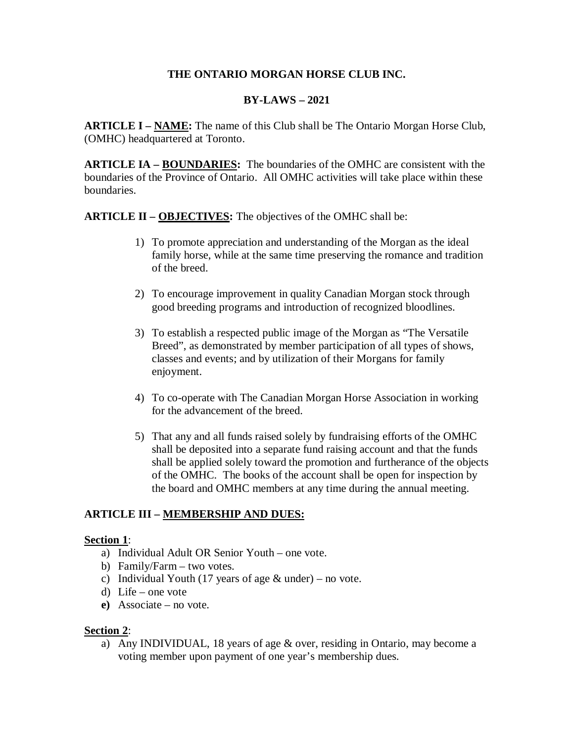# THE ONTARIO MORGAN HORSE CLUB INC.

## BY-LAWS – 2021

**ARTICLE I – NAME:** The name of this Club shall be The Ontario Morgan Horse Club, (OMHC) headquartered at Toronto.

**ARTICLE IA – BOUNDARIES:** The boundaries of the OMHC are consistent with the boundaries of the Province of Ontario. All OMHC activities will take place within these boundaries.

**ARTICLE II – OBJECTIVES:** The objectives of the OMHC shall be:

1) To promote appreciation and understanding of the Morgan as the ideal family horse, while at the same time preserving the romance and tradition of the breed.

2) To encourage improvement in quality Canadian Morgan stock through good breeding programs and introduction of recognized bloodlines.

3) To establish a respected public image of the Morgan as "The Versatile Breed", as demonstrated by member participation of all types of shows, classes and events; and by utilization of their Morgans for family enjoyment.

4) To co-operate with The Canadian Morgan Horse Association in working for the advancement of the breed.

5) That any and all funds raised solely by fundraising efforts of the OMHC shall be deposited into a separate fund raising account and that the funds shall be applied solely toward the promotion and furtherance of the objects of the OMHC. The books of the account shall be open for inspection by the board and OMHC members at any time during the annual meeting.

**ARTICLE III – MEMBERSHIP AND DUES:**

**Section 1**:

a) Individual Adult OR Senior Youth – one vote.
b) Family/Farm – two votes.
c) Individual Youth (17 years of age & under) – no vote.
d) Life – one vote
**e)** Associate – no vote.

**Section 2**:

a) Any INDIVIDUAL, 18 years of age & over, residing in Ontario, may become a voting member upon payment of one year's membership dues.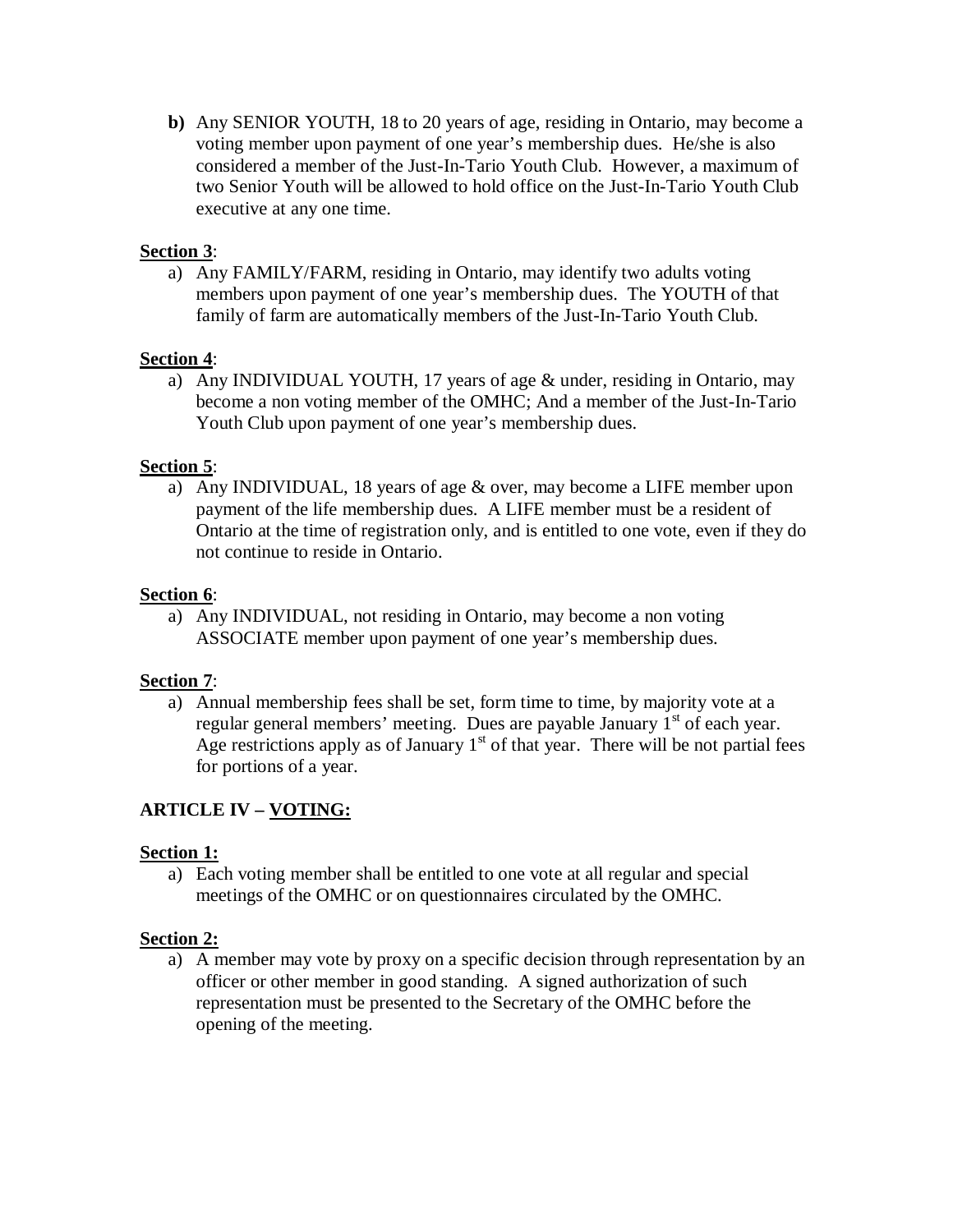**b)** Any SENIOR YOUTH, 18 to 20 years of age, residing in Ontario, may become a voting member upon payment of one year's membership dues. He/she is also considered a member of the Just-In-Tario Youth Club. However, a maximum of two Senior Youth will be allowed to hold office on the Just-In-Tario Youth Club executive at any one time.

**Section 3**:

a) Any FAMILY/FARM, residing in Ontario, may identify two adults voting members upon payment of one year's membership dues. The YOUTH of that family of farm are automatically members of the Just-In-Tario Youth Club.

**Section 4**:

a) Any INDIVIDUAL YOUTH, 17 years of age & under, residing in Ontario, may become a non voting member of the OMHC; And a member of the Just-In-Tario Youth Club upon payment of one year's membership dues.

**Section 5**:

a) Any INDIVIDUAL, 18 years of age & over, may become a LIFE member upon payment of the life membership dues. A LIFE member must be a resident of Ontario at the time of registration only, and is entitled to one vote, even if they do not continue to reside in Ontario.

**Section 6**:

a) Any INDIVIDUAL, not residing in Ontario, may become a non voting ASSOCIATE member upon payment of one year's membership dues.

**Section 7**:

a) Annual membership fees shall be set, form time to time, by majority vote at a regular general members' meeting. Dues are payable January 1st of each year. Age restrictions apply as of January 1st of that year. There will be not partial fees for portions of a year.

## ARTICLE IV – VOTING:

**Section 1:**

a) Each voting member shall be entitled to one vote at all regular and special meetings of the OMHC or on questionnaires circulated by the OMHC.

**Section 2:**

a) A member may vote by proxy on a specific decision through representation by an officer or other member in good standing. A signed authorization of such representation must be presented to the Secretary of the OMHC before the opening of the meeting.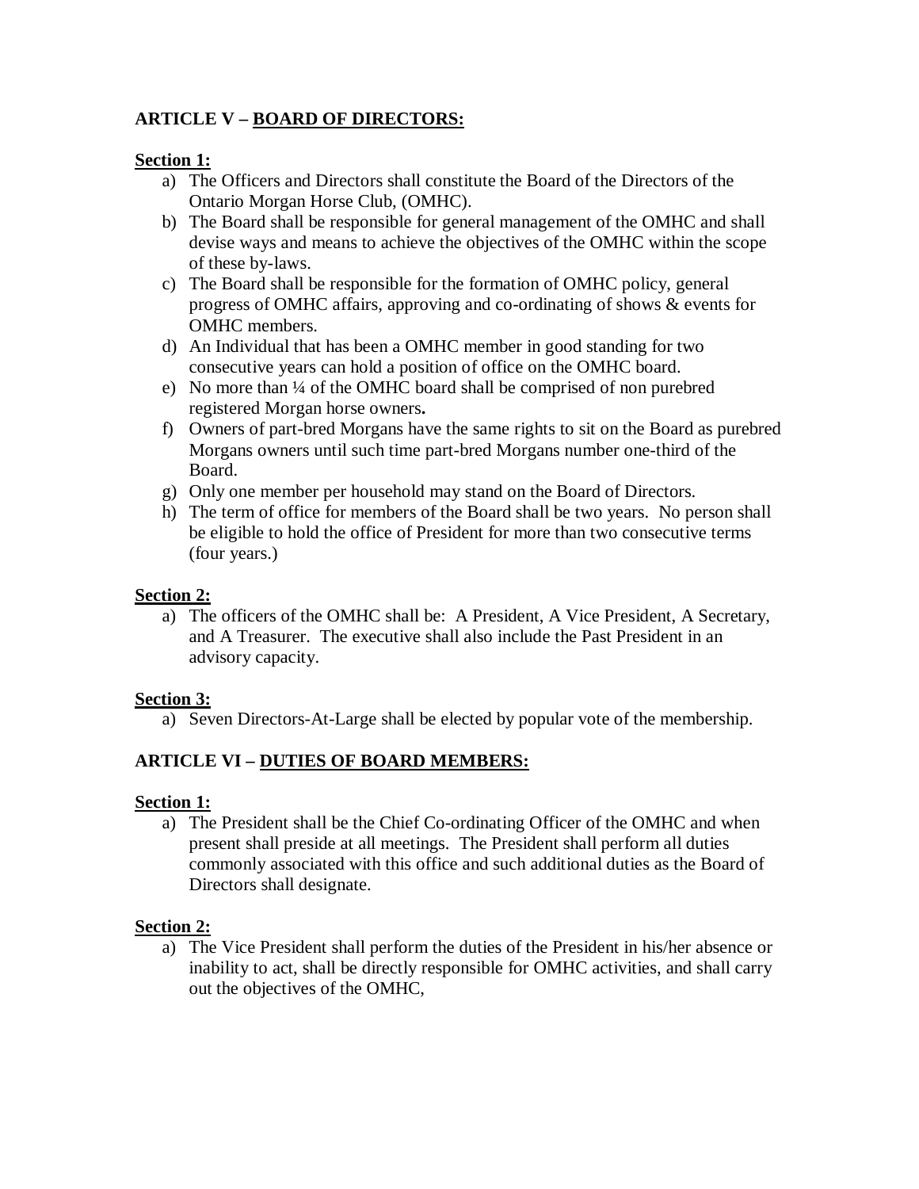## ARTICLE V – BOARD OF DIRECTORS:

**Section 1:**

a) The Officers and Directors shall constitute the Board of the Directors of the Ontario Morgan Horse Club, (OMHC).
b) The Board shall be responsible for general management of the OMHC and shall devise ways and means to achieve the objectives of the OMHC within the scope of these by-laws.
c) The Board shall be responsible for the formation of OMHC policy, general progress of OMHC affairs, approving and co-ordinating of shows & events for OMHC members.
d) An Individual that has been a OMHC member in good standing for two consecutive years can hold a position of office on the OMHC board.
e) No more than ¼ of the OMHC board shall be comprised of non purebred registered Morgan horse owners**.**
f) Owners of part-bred Morgans have the same rights to sit on the Board as purebred Morgans owners until such time part-bred Morgans number one-third of the Board.
g) Only one member per household may stand on the Board of Directors.
h) The term of office for members of the Board shall be two years. No person shall be eligible to hold the office of President for more than two consecutive terms (four years.)

**Section 2:**

a) The officers of the OMHC shall be: A President, A Vice President, A Secretary, and A Treasurer. The executive shall also include the Past President in an advisory capacity.

**Section 3:**

a) Seven Directors-At-Large shall be elected by popular vote of the membership.

## ARTICLE VI – DUTIES OF BOARD MEMBERS:

**Section 1:**

a) The President shall be the Chief Co-ordinating Officer of the OMHC and when present shall preside at all meetings. The President shall perform all duties commonly associated with this office and such additional duties as the Board of Directors shall designate.

**Section 2:**

a) The Vice President shall perform the duties of the President in his/her absence or inability to act, shall be directly responsible for OMHC activities, and shall carry out the objectives of the OMHC,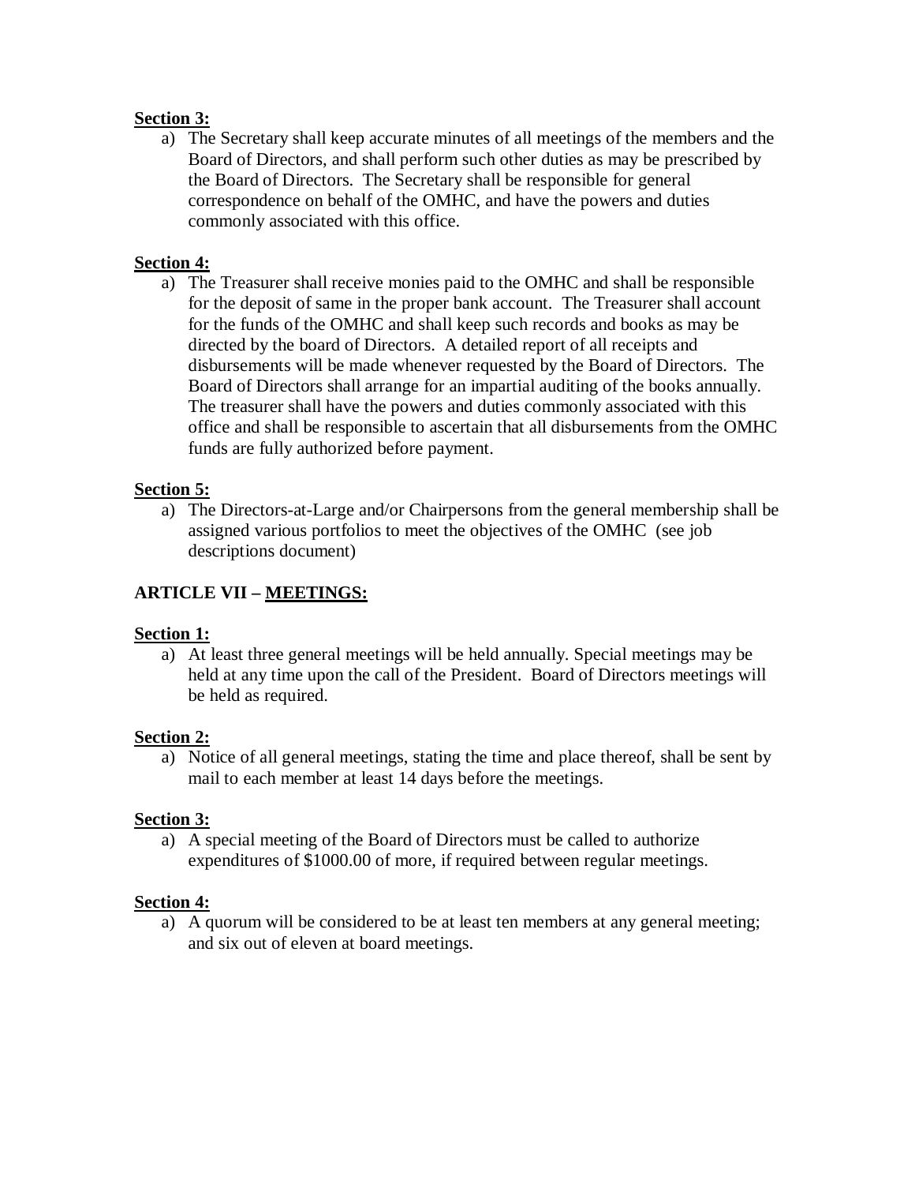**Section 3:**

a) The Secretary shall keep accurate minutes of all meetings of the members and the Board of Directors, and shall perform such other duties as may be prescribed by the Board of Directors. The Secretary shall be responsible for general correspondence on behalf of the OMHC, and have the powers and duties commonly associated with this office.

**Section 4:**

a) The Treasurer shall receive monies paid to the OMHC and shall be responsible for the deposit of same in the proper bank account. The Treasurer shall account for the funds of the OMHC and shall keep such records and books as may be directed by the board of Directors. A detailed report of all receipts and disbursements will be made whenever requested by the Board of Directors. The Board of Directors shall arrange for an impartial auditing of the books annually. The treasurer shall have the powers and duties commonly associated with this office and shall be responsible to ascertain that all disbursements from the OMHC funds are fully authorized before payment.

**Section 5:**

a) The Directors-at-Large and/or Chairpersons from the general membership shall be assigned various portfolios to meet the objectives of the OMHC (see job descriptions document)

## ARTICLE VII – MEETINGS:

**Section 1:**

a) At least three general meetings will be held annually. Special meetings may be held at any time upon the call of the President. Board of Directors meetings will be held as required.

**Section 2:**

a) Notice of all general meetings, stating the time and place thereof, shall be sent by mail to each member at least 14 days before the meetings.

**Section 3:**

a) A special meeting of the Board of Directors must be called to authorize expenditures of $1000.00 of more, if required between regular meetings.

**Section 4:**

a) A quorum will be considered to be at least ten members at any general meeting; and six out of eleven at board meetings.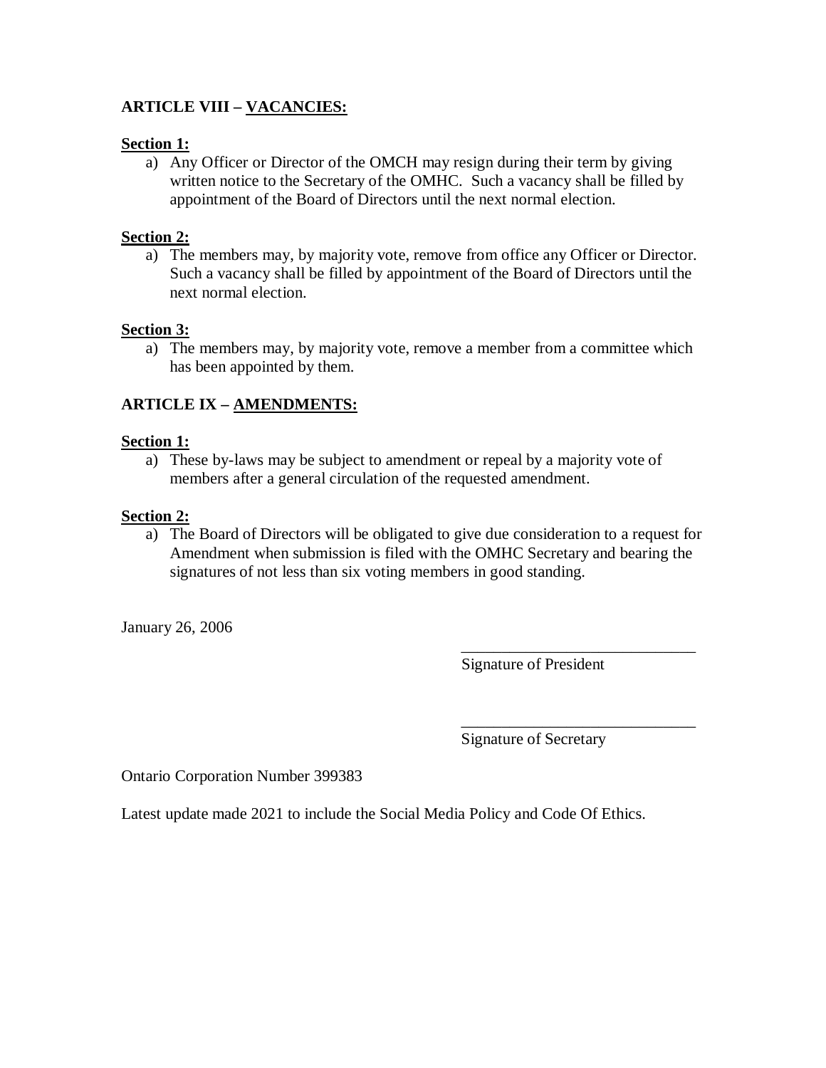**ARTICLE VIII – VACANCIES:**

**Section 1:**

a) Any Officer or Director of the OMCH may resign during their term by giving written notice to the Secretary of the OMHC. Such a vacancy shall be filled by appointment of the Board of Directors until the next normal election.

**Section 2:**

a) The members may, by majority vote, remove from office any Officer or Director. Such a vacancy shall be filled by appointment of the Board of Directors until the next normal election.

**Section 3:**

a) The members may, by majority vote, remove a member from a committee which has been appointed by them.

**ARTICLE IX – AMENDMENTS:**

**Section 1:**

a) These by-laws may be subject to amendment or repeal by a majority vote of members after a general circulation of the requested amendment.

**Section 2:**

a) The Board of Directors will be obligated to give due consideration to a request for Amendment when submission is filed with the OMHC Secretary and bearing the signatures of not less than six voting members in good standing.

January 26, 2006

______________________________
Signature of President

______________________________
Signature of Secretary

Ontario Corporation Number 399383

Latest update made 2021 to include the Social Media Policy and Code Of Ethics.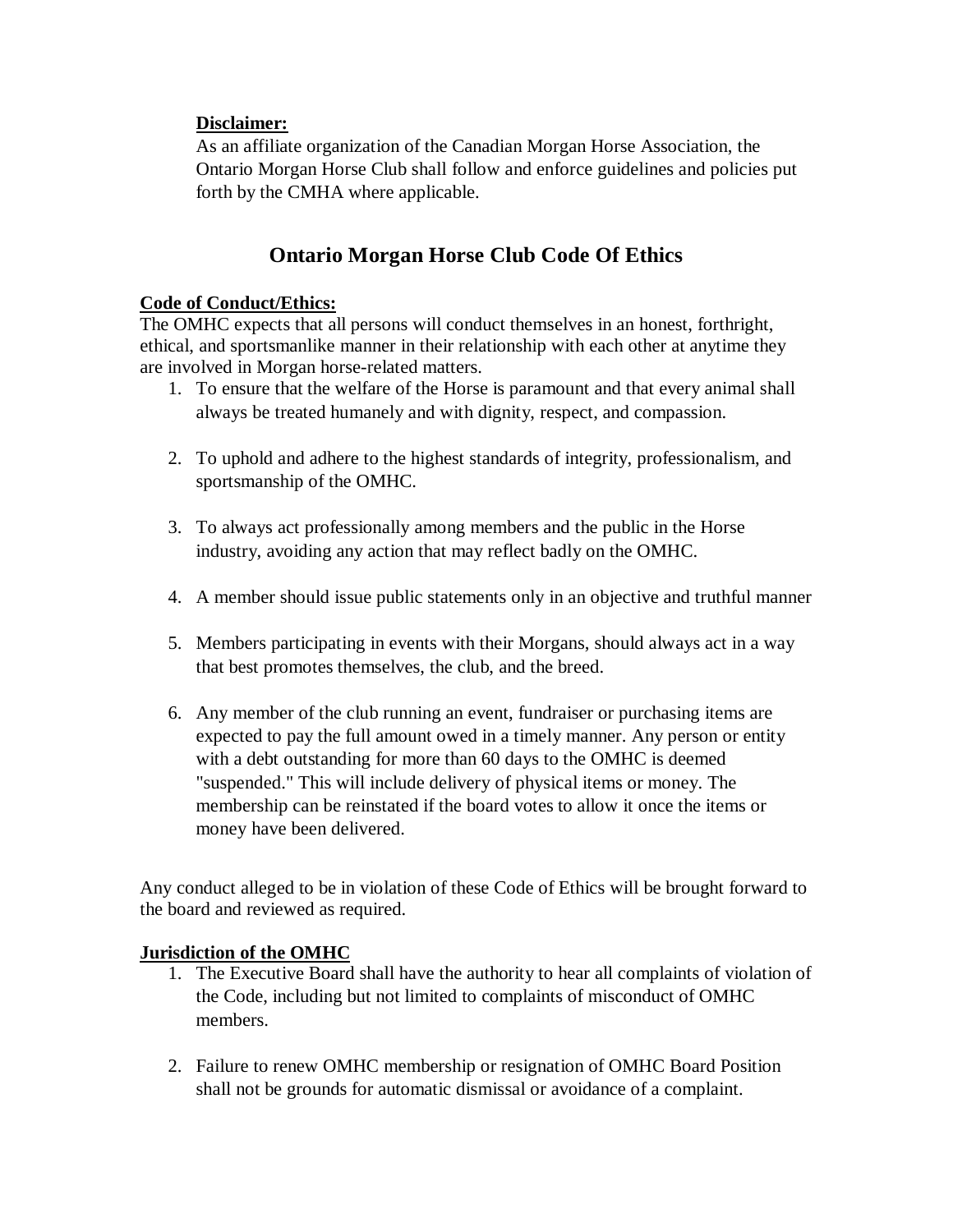**Disclaimer:**
As an affiliate organization of the Canadian Morgan Horse Association, the Ontario Morgan Horse Club shall follow and enforce guidelines and policies put forth by the CMHA where applicable.

## Ontario Morgan Horse Club Code Of Ethics

**Code of Conduct/Ethics:**
The OMHC expects that all persons will conduct themselves in an honest, forthright, ethical, and sportsmanlike manner in their relationship with each other at anytime they are involved in Morgan horse-related matters.

1. To ensure that the welfare of the Horse is paramount and that every animal shall always be treated humanely and with dignity, respect, and compassion.

2. To uphold and adhere to the highest standards of integrity, professionalism, and sportsmanship of the OMHC.

3. To always act professionally among members and the public in the Horse industry, avoiding any action that may reflect badly on the OMHC.

4. A member should issue public statements only in an objective and truthful manner

5. Members participating in events with their Morgans, should always act in a way that best promotes themselves, the club, and the breed.

6. Any member of the club running an event, fundraiser or purchasing items are expected to pay the full amount owed in a timely manner. Any person or entity with a debt outstanding for more than 60 days to the OMHC is deemed "suspended." This will include delivery of physical items or money. The membership can be reinstated if the board votes to allow it once the items or money have been delivered.

Any conduct alleged to be in violation of these Code of Ethics will be brought forward to the board and reviewed as required.

**Jurisdiction of the OMHC**

1. The Executive Board shall have the authority to hear all complaints of violation of the Code, including but not limited to complaints of misconduct of OMHC members.

2. Failure to renew OMHC membership or resignation of OMHC Board Position shall not be grounds for automatic dismissal or avoidance of a complaint.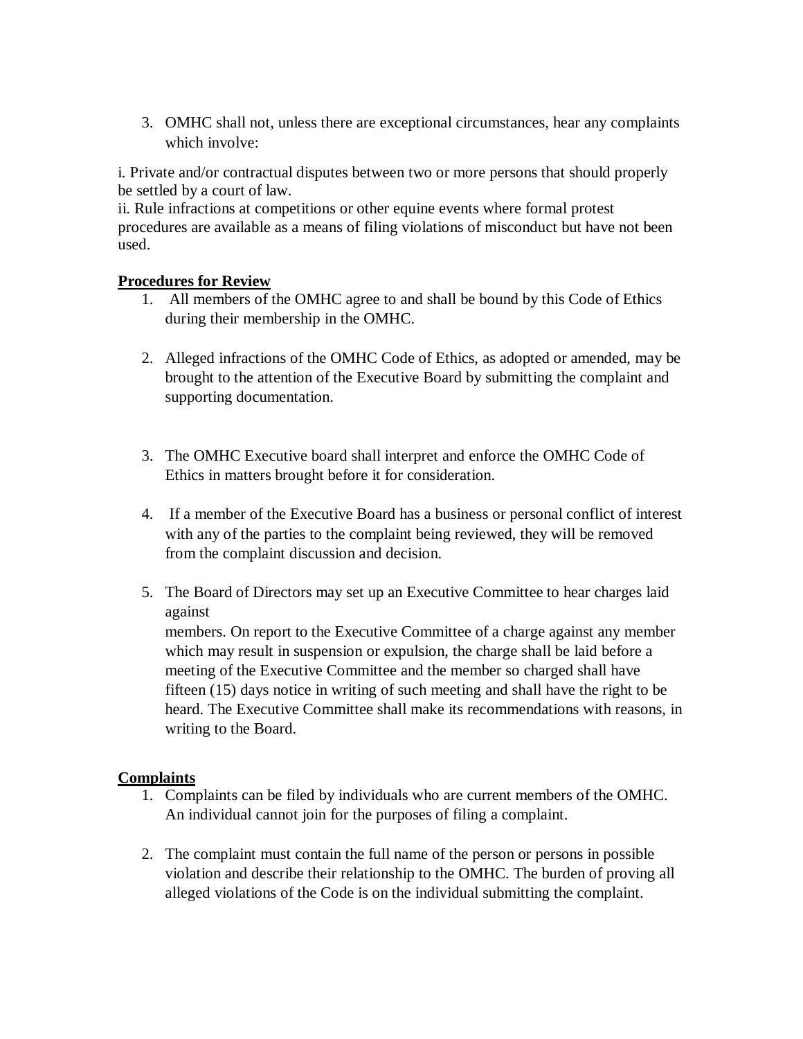3. OMHC shall not, unless there are exceptional circumstances, hear any complaints which involve:

i. Private and/or contractual disputes between two or more persons that should properly be settled by a court of law.
ii. Rule infractions at competitions or other equine events where formal protest procedures are available as a means of filing violations of misconduct but have not been used.

**Procedures for Review**

1. All members of the OMHC agree to and shall be bound by this Code of Ethics during their membership in the OMHC.

2. Alleged infractions of the OMHC Code of Ethics, as adopted or amended, may be brought to the attention of the Executive Board by submitting the complaint and supporting documentation.

3. The OMHC Executive board shall interpret and enforce the OMHC Code of Ethics in matters brought before it for consideration.

4. If a member of the Executive Board has a business or personal conflict of interest with any of the parties to the complaint being reviewed, they will be removed from the complaint discussion and decision.

5. The Board of Directors may set up an Executive Committee to hear charges laid against
members. On report to the Executive Committee of a charge against any member which may result in suspension or expulsion, the charge shall be laid before a meeting of the Executive Committee and the member so charged shall have fifteen (15) days notice in writing of such meeting and shall have the right to be heard. The Executive Committee shall make its recommendations with reasons, in writing to the Board.

**Complaints**

1. Complaints can be filed by individuals who are current members of the OMHC. An individual cannot join for the purposes of filing a complaint.

2. The complaint must contain the full name of the person or persons in possible violation and describe their relationship to the OMHC. The burden of proving all alleged violations of the Code is on the individual submitting the complaint.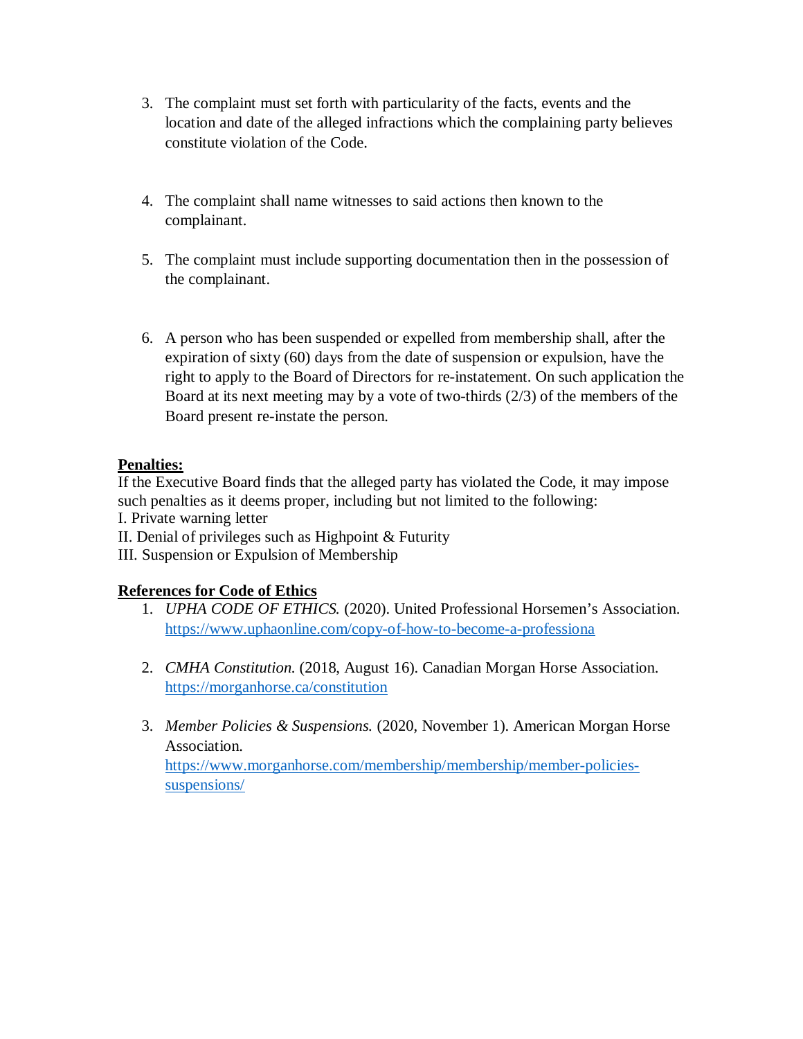3. The complaint must set forth with particularity of the facts, events and the location and date of the alleged infractions which the complaining party believes constitute violation of the Code.

4. The complaint shall name witnesses to said actions then known to the complainant.

5. The complaint must include supporting documentation then in the possession of the complainant.

6. A person who has been suspended or expelled from membership shall, after the expiration of sixty (60) days from the date of suspension or expulsion, have the right to apply to the Board of Directors for re-instatement. On such application the Board at its next meeting may by a vote of two-thirds (2/3) of the members of the Board present re-instate the person.

**<u>Penalties:</u>**

If the Executive Board finds that the alleged party has violated the Code, it may impose such penalties as it deems proper, including but not limited to the following:

I. Private warning letter

II. Denial of privileges such as Highpoint & Futurity

III. Suspension or Expulsion of Membership

**<u>References for Code of Ethics</u>**

1. *UPHA CODE OF ETHICS.* (2020). United Professional Horsemen's Association. https://www.uphaonline.com/copy-of-how-to-become-a-professiona

2. *CMHA Constitution.* (2018, August 16). Canadian Morgan Horse Association. https://morganhorse.ca/constitution

3. *Member Policies & Suspensions.* (2020, November 1). American Morgan Horse Association. https://www.morganhorse.com/membership/membership/member-policies-suspensions/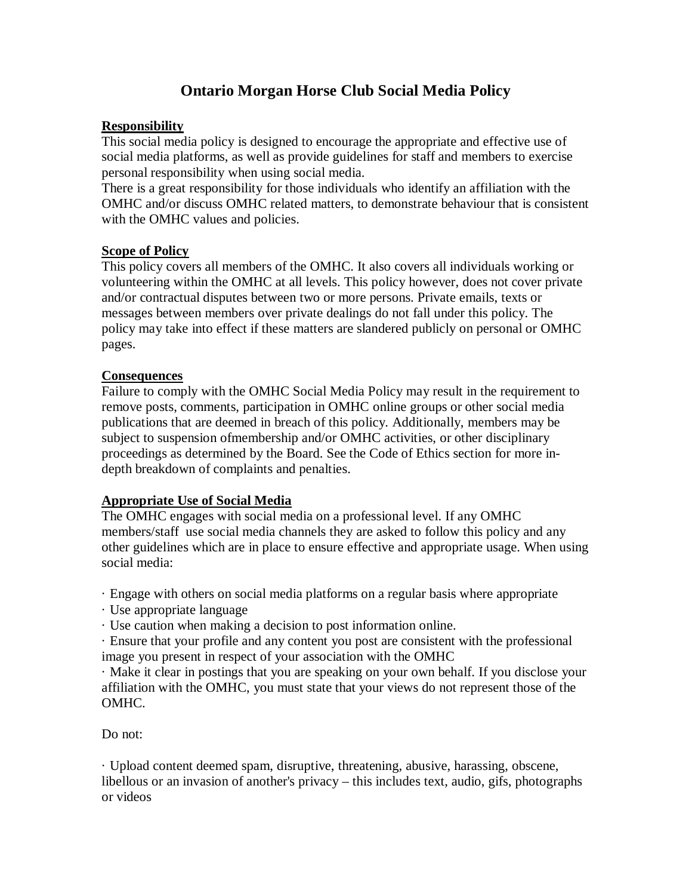# Ontario Morgan Horse Club Social Media Policy

**Responsibility**

This social media policy is designed to encourage the appropriate and effective use of social media platforms, as well as provide guidelines for staff and members to exercise personal responsibility when using social media.

There is a great responsibility for those individuals who identify an affiliation with the OMHC and/or discuss OMHC related matters, to demonstrate behaviour that is consistent with the OMHC values and policies.

**Scope of Policy**

This policy covers all members of the OMHC. It also covers all individuals working or volunteering within the OMHC at all levels. This policy however, does not cover private and/or contractual disputes between two or more persons. Private emails, texts or messages between members over private dealings do not fall under this policy. The policy may take into effect if these matters are slandered publicly on personal or OMHC pages.

**Consequences**

Failure to comply with the OMHC Social Media Policy may result in the requirement to remove posts, comments, participation in OMHC online groups or other social media publications that are deemed in breach of this policy. Additionally, members may be subject to suspension ofmembership and/or OMHC activities, or other disciplinary proceedings as determined by the Board. See the Code of Ethics section for more in-depth breakdown of complaints and penalties.

**Appropriate Use of Social Media**

The OMHC engages with social media on a professional level. If any OMHC members/staff use social media channels they are asked to follow this policy and any other guidelines which are in place to ensure effective and appropriate usage. When using social media:

· Engage with others on social media platforms on a regular basis where appropriate
· Use appropriate language
· Use caution when making a decision to post information online.
· Ensure that your profile and any content you post are consistent with the professional image you present in respect of your association with the OMHC
· Make it clear in postings that you are speaking on your own behalf. If you disclose your affiliation with the OMHC, you must state that your views do not represent those of the OMHC.

Do not:

· Upload content deemed spam, disruptive, threatening, abusive, harassing, obscene, libellous or an invasion of another's privacy – this includes text, audio, gifs, photographs or videos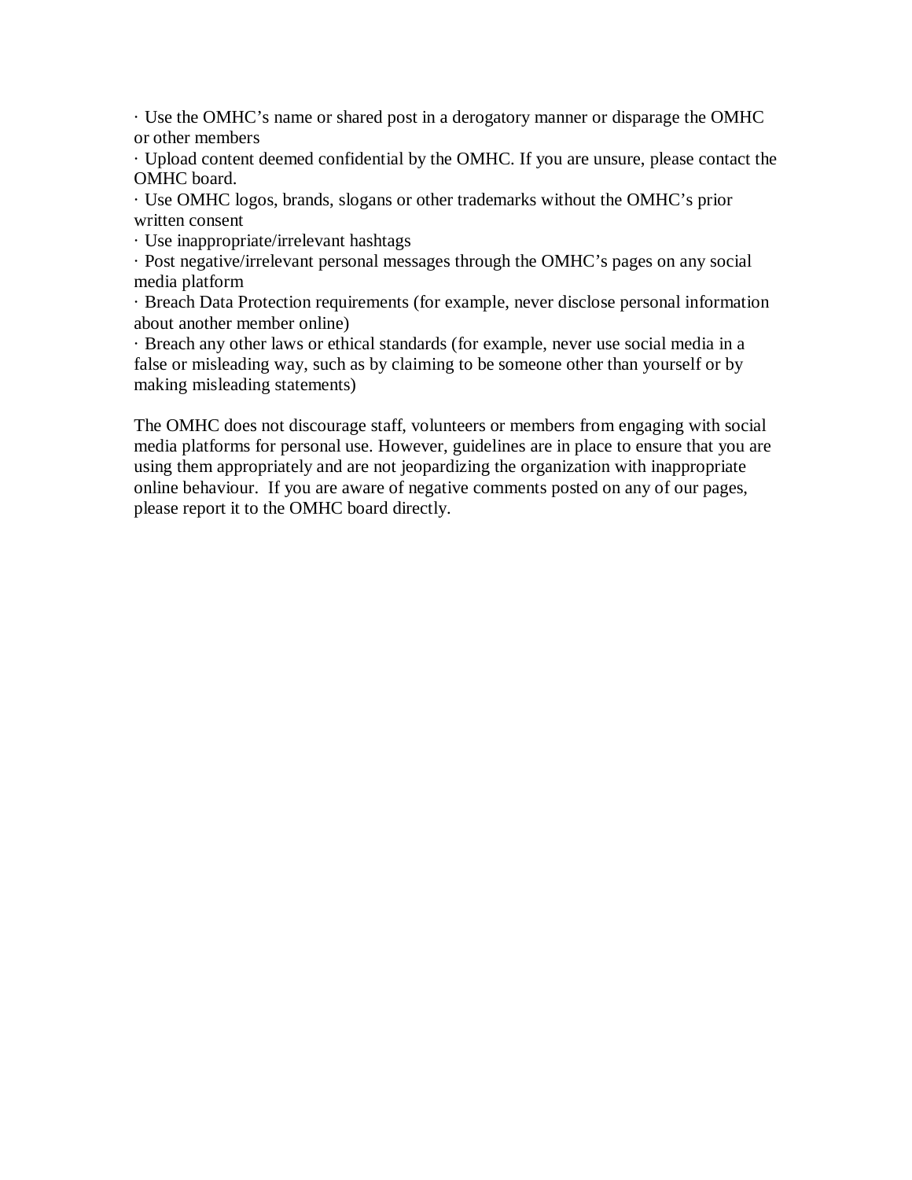- Use the OMHC's name or shared post in a derogatory manner or disparage the OMHC or other members
- Upload content deemed confidential by the OMHC. If you are unsure, please contact the OMHC board.
- Use OMHC logos, brands, slogans or other trademarks without the OMHC's prior written consent
- Use inappropriate/irrelevant hashtags
- Post negative/irrelevant personal messages through the OMHC's pages on any social media platform
- Breach Data Protection requirements (for example, never disclose personal information about another member online)
- Breach any other laws or ethical standards (for example, never use social media in a false or misleading way, such as by claiming to be someone other than yourself or by making misleading statements)

The OMHC does not discourage staff, volunteers or members from engaging with social media platforms for personal use. However, guidelines are in place to ensure that you are using them appropriately and are not jeopardizing the organization with inappropriate online behaviour. If you are aware of negative comments posted on any of our pages, please report it to the OMHC board directly.